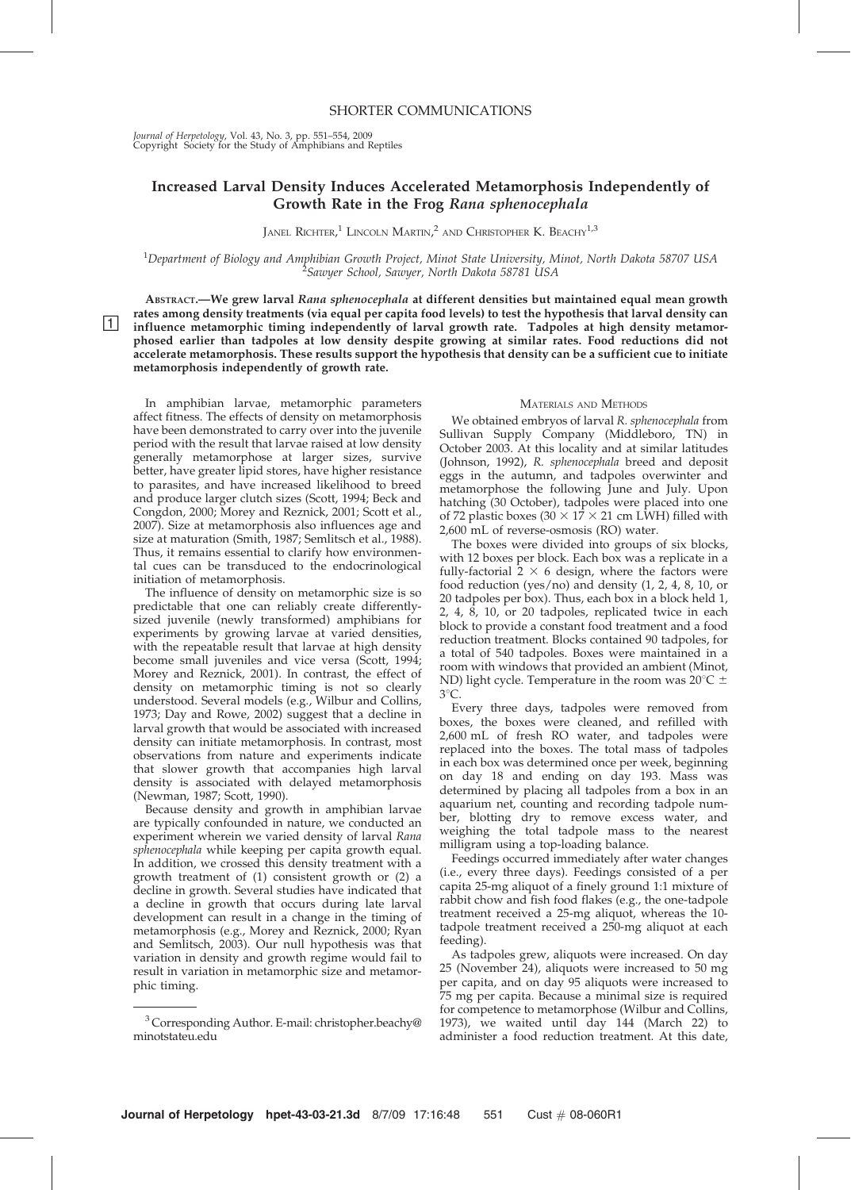SHORTER COMMUNICATIONS

# Increased Larval Density Induces Accelerated Metamorphosis Independently of Growth Rate in the Frog *Rana sphenocephala*

Janel Richter,[1] Lincoln Martin,[2] and Christopher K. Beachy[1,3]

[1]*Department of Biology and Amphibian Growth Project, Minot State University, Minot, North Dakota 58707 USA*
[2]*Sawyer School, Sawyer, North Dakota 58781 USA*

**Abstract.—We grew larval *Rana sphenocephala* at different densities but maintained equal mean growth rates among density treatments (via equal per capita food levels) to test the hypothesis that larval density can influence metamorphic timing independently of larval growth rate. Tadpoles at high density metamorphosed earlier than tadpoles at low density despite growing at similar rates. Food reductions did not accelerate metamorphosis. These results support the hypothesis that density can be a sufficient cue to initiate metamorphosis independently of growth rate.**

In amphibian larvae, metamorphic parameters affect fitness. The effects of density on metamorphosis have been demonstrated to carry over into the juvenile period with the result that larvae raised at low density generally metamorphose at larger sizes, survive better, have greater lipid stores, have higher resistance to parasites, and have increased likelihood to breed and produce larger clutch sizes (Scott, 1994; Beck and Congdon, 2000; Morey and Reznick, 2001; Scott et al., 2007). Size at metamorphosis also influences age and size at maturation (Smith, 1987; Semlitsch et al., 1988). Thus, it remains essential to clarify how environmental cues can be transduced to the endocrinological initiation of metamorphosis.

The influence of density on metamorphic size is so predictable that one can reliably create differently-sized juvenile (newly transformed) amphibians for experiments by growing larvae at varied densities, with the repeatable result that larvae at high density become small juveniles and vice versa (Scott, 1994; Morey and Reznick, 2001). In contrast, the effect of density on metamorphic timing is not so clearly understood. Several models (e.g., Wilbur and Collins, 1973; Day and Rowe, 2002) suggest that a decline in larval growth that would be associated with increased density can initiate metamorphosis. In contrast, most observations from nature and experiments indicate that slower growth that accompanies high larval density is associated with delayed metamorphosis (Newman, 1987; Scott, 1990).

Because density and growth in amphibian larvae are typically confounded in nature, we conducted an experiment wherein we varied density of larval *Rana sphenocephala* while keeping per capita growth equal. In addition, we crossed this density treatment with a growth treatment of (1) consistent growth or (2) a decline in growth. Several studies have indicated that a decline in growth that occurs during late larval development can result in a change in the timing of metamorphosis (e.g., Morey and Reznick, 2000; Ryan and Semlitsch, 2003). Our null hypothesis was that variation in density and growth regime would fail to result in variation in metamorphic size and metamorphic timing.

[3]Corresponding Author. E-mail: christopher.beachy@minotstateu.edu

## Materials and Methods

We obtained embryos of larval *R. sphenocephala* from Sullivan Supply Company (Middleboro, TN) in October 2003. At this locality and at similar latitudes (Johnson, 1992), *R. sphenocephala* breed and deposit eggs in the autumn, and tadpoles overwinter and metamorphose the following June and July. Upon hatching (30 October), tadpoles were placed into one of 72 plastic boxes ($30 \times 17 \times 21$ cm LWH) filled with 2,600 mL of reverse-osmosis (RO) water.

The boxes were divided into groups of six blocks, with 12 boxes per block. Each box was a replicate in a fully-factorial $2 \times 6$ design, where the factors were food reduction (yes/no) and density (1, 2, 4, 8, 10, or 20 tadpoles per box). Thus, each box in a block held 1, 2, 4, 8, 10, or 20 tadpoles, replicated twice in each block to provide a constant food treatment and a food reduction treatment. Blocks contained 90 tadpoles, for a total of 540 tadpoles. Boxes were maintained in a room with windows that provided an ambient (Minot, ND) light cycle. Temperature in the room was 20°C ± 3°C.

Every three days, tadpoles were removed from boxes, the boxes were cleaned, and refilled with 2,600 mL of fresh RO water, and tadpoles were replaced into the boxes. The total mass of tadpoles in each box was determined once per week, beginning on day 18 and ending on day 193. Mass was determined by placing all tadpoles from a box in an aquarium net, counting and recording tadpole number, blotting dry to remove excess water, and weighing the total tadpole mass to the nearest milligram using a top-loading balance.

Feedings occurred immediately after water changes (i.e., every three days). Feedings consisted of a per capita 25-mg aliquot of a finely ground 1:1 mixture of rabbit chow and fish food flakes (e.g., the one-tadpole treatment received a 25-mg aliquot, whereas the 10-tadpole treatment received a 250-mg aliquot at each feeding).

As tadpoles grew, aliquots were increased. On day 25 (November 24), aliquots were increased to 50 mg per capita, and on day 95 aliquots were increased to 75 mg per capita. Because a minimal size is required for competence to metamorphose (Wilbur and Collins, 1973), we waited until day 144 (March 22) to administer a food reduction treatment. At this date,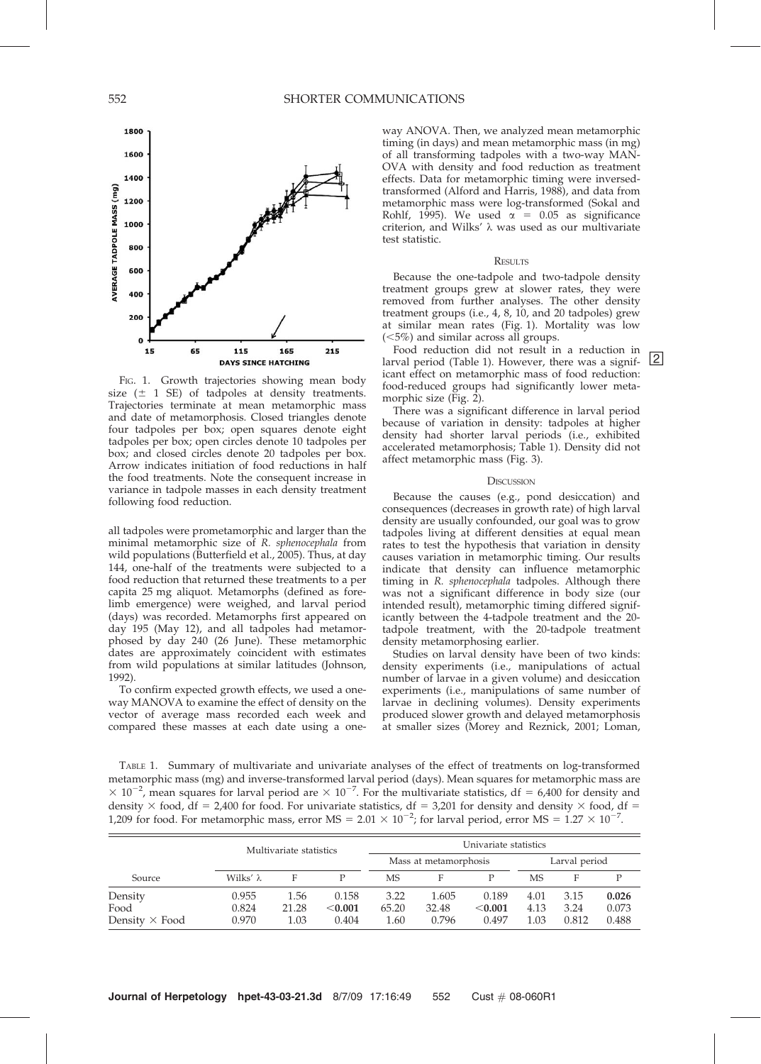FIG. 1. Growth trajectories showing mean body size (± 1 SE) of tadpoles at density treatments. Trajectories terminate at mean metamorphic mass and date of metamorphosis. Closed triangles denote four tadpoles per box; open squares denote eight tadpoles per box; open circles denote 10 tadpoles per box; and closed circles denote 20 tadpoles per box. Arrow indicates initiation of food reductions in half the food treatments. Note the consequent increase in variance in tadpole masses in each density treatment following food reduction.

all tadpoles were prometamorphic and larger than the minimal metamorphic size of *R. sphenocephala* from wild populations (Butterfield et al., 2005). Thus, at day 144, one-half of the treatments were subjected to a food reduction that returned these treatments to a per capita 25 mg aliquot. Metamorphs (defined as forelimb emergence) were weighed, and larval period (days) was recorded. Metamorphs first appeared on day 195 (May 12), and all tadpoles had metamorphosed by day 240 (26 June). These metamorphic dates are approximately coincident with estimates from wild populations at similar latitudes (Johnson, 1992).

To confirm expected growth effects, we used a one-way MANOVA to examine the effect of density on the vector of average mass recorded each week and compared these masses at each date using a one-way ANOVA. Then, we analyzed mean metamorphic timing (in days) and mean metamorphic mass (in mg) of all transforming tadpoles with a two-way MANOVA with density and food reduction as treatment effects. Data for metamorphic timing were inversed-transformed (Alford and Harris, 1988), and data from metamorphic mass were log-transformed (Sokal and Rohlf, 1995). We used $\alpha = 0.05$ as significance criterion, and Wilks' $\lambda$ was used as our multivariate test statistic.

## RESULTS

Because the one-tadpole and two-tadpole density treatment groups grew at slower rates, they were removed from further analyses. The other density treatment groups (i.e., 4, 8, 10, and 20 tadpoles) grew at similar mean rates (Fig. 1). Mortality was low (<5%) and similar across all groups.

Food reduction did not result in a reduction in larval period (Table 1). However, there was a significant effect on metamorphic mass of food reduction: food-reduced groups had significantly lower metamorphic size (Fig. 2).

There was a significant difference in larval period because of variation in density: tadpoles at higher density had shorter larval periods (i.e., exhibited accelerated metamorphosis; Table 1). Density did not affect metamorphic mass (Fig. 3).

## DISCUSSION

Because the causes (e.g., pond desiccation) and consequences (decreases in growth rate) of high larval density are usually confounded, our goal was to grow tadpoles living at different densities at equal mean rates to test the hypothesis that variation in density causes variation in metamorphic timing. Our results indicate that density can influence metamorphic timing in *R. sphenocephala* tadpoles. Although there was not a significant difference in body size (our intended result), metamorphic timing differed significantly between the 4-tadpole treatment and the 20-tadpole treatment, with the 20-tadpole treatment density metamorphosing earlier.

Studies on larval density have been of two kinds: density experiments (i.e., manipulations of actual number of larvae in a given volume) and desiccation experiments (i.e., manipulations of same number of larvae in declining volumes). Density experiments produced slower growth and delayed metamorphosis at smaller sizes (Morey and Reznick, 2001; Loman,

TABLE 1. Summary of multivariate and univariate analyses of the effect of treatments on log-transformed metamorphic mass (mg) and inverse-transformed larval period (days). Mean squares for metamorphic mass are $\times 10^{-2}$, mean squares for larval period are $\times 10^{-7}$. For the multivariate statistics, df = 6,400 for density and density × food, df = 2,400 for food. For univariate statistics, df = 3,201 for density and density × food, df = 1,209 for food. For metamorphic mass, error MS = $2.01 \times 10^{-2}$; for larval period, error MS = $1.27 \times 10^{-7}$.

| | Multivariate statistics | | | Univariate statistics | | | | | |
|---|---|---|---|---|---|---|---|---|---|
| | | | | Mass at metamorphosis | | | Larval period | | |
| Source | Wilks' $\lambda$ | F | P | MS | F | P | MS | F | P |
| Density | 0.955 | 1.56 | 0.158 | 3.22 | 1.605 | 0.189 | 4.01 | 3.15 | **0.026** |
| Food | 0.824 | 21.28 | **<0.001** | 65.20 | 32.48 | **<0.001** | 4.13 | 3.24 | 0.073 |
| Density × Food | 0.970 | 1.03 | 0.404 | 1.60 | 0.796 | 0.497 | 1.03 | 0.812 | 0.488 |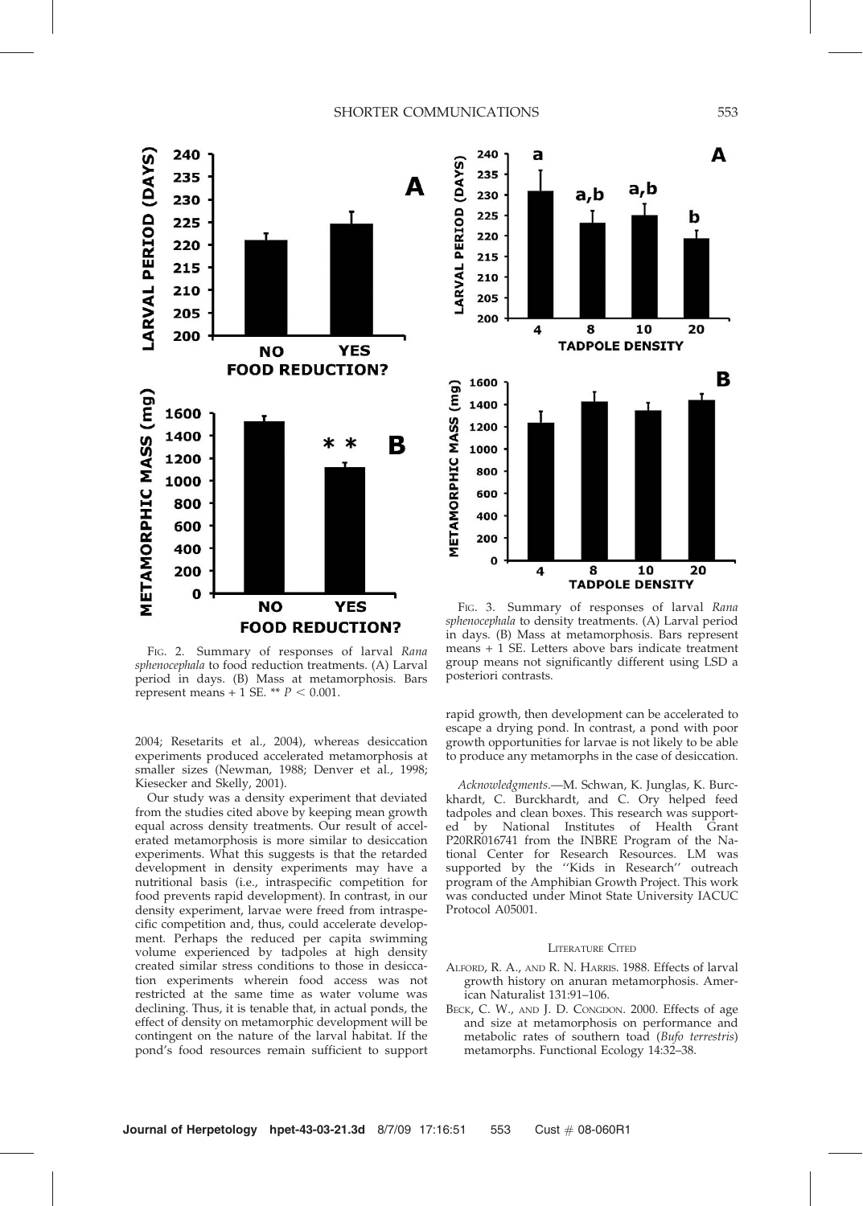FIG. 2. Summary of responses of larval *Rana sphenocephala* to food reduction treatments. (A) Larval period in days. (B) Mass at metamorphosis. Bars represent means + 1 SE. ** $P < 0.001$.

FIG. 3. Summary of responses of larval *Rana sphenocephala* to density treatments. (A) Larval period in days. (B) Mass at metamorphosis. Bars represent means + 1 SE. Letters above bars indicate treatment group means not significantly different using LSD a posteriori contrasts.

2004; Resetarits et al., 2004), whereas desiccation experiments produced accelerated metamorphosis at smaller sizes (Newman, 1988; Denver et al., 1998; Kiesecker and Skelly, 2001).

Our study was a density experiment that deviated from the studies cited above by keeping mean growth equal across density treatments. Our result of accelerated metamorphosis is more similar to desiccation experiments. What this suggests is that the retarded development in density experiments may have a nutritional basis (i.e., intraspecific competition for food prevents rapid development). In contrast, in our density experiment, larvae were freed from intraspecific competition and, thus, could accelerate development. Perhaps the reduced per capita swimming volume experienced by tadpoles at high density created similar stress conditions to those in desiccation experiments wherein food access was not restricted at the same time as water volume was declining. Thus, it is tenable that, in actual ponds, the effect of density on metamorphic development will be contingent on the nature of the larval habitat. If the pond's food resources remain sufficient to support rapid growth, then development can be accelerated to escape a drying pond. In contrast, a pond with poor growth opportunities for larvae is not likely to be able to produce any metamorphs in the case of desiccation.

*Acknowledgments.*—M. Schwan, K. Junglas, K. Burckhardt, C. Burckhardt, and C. Ory helped feed tadpoles and clean boxes. This research was supported by National Institutes of Health Grant P20RR016741 from the INBRE Program of the National Center for Research Resources. LM was supported by the ''Kids in Research'' outreach program of the Amphibian Growth Project. This work was conducted under Minot State University IACUC Protocol A05001.

## LITERATURE CITED

ALFORD, R. A., AND R. N. HARRIS. 1988. Effects of larval growth history on anuran metamorphosis. American Naturalist 131:91–106.

BECK, C. W., AND J. D. CONGDON. 2000. Effects of age and size at metamorphosis on performance and metabolic rates of southern toad (*Bufo terrestris*) metamorphs. Functional Ecology 14:32–38.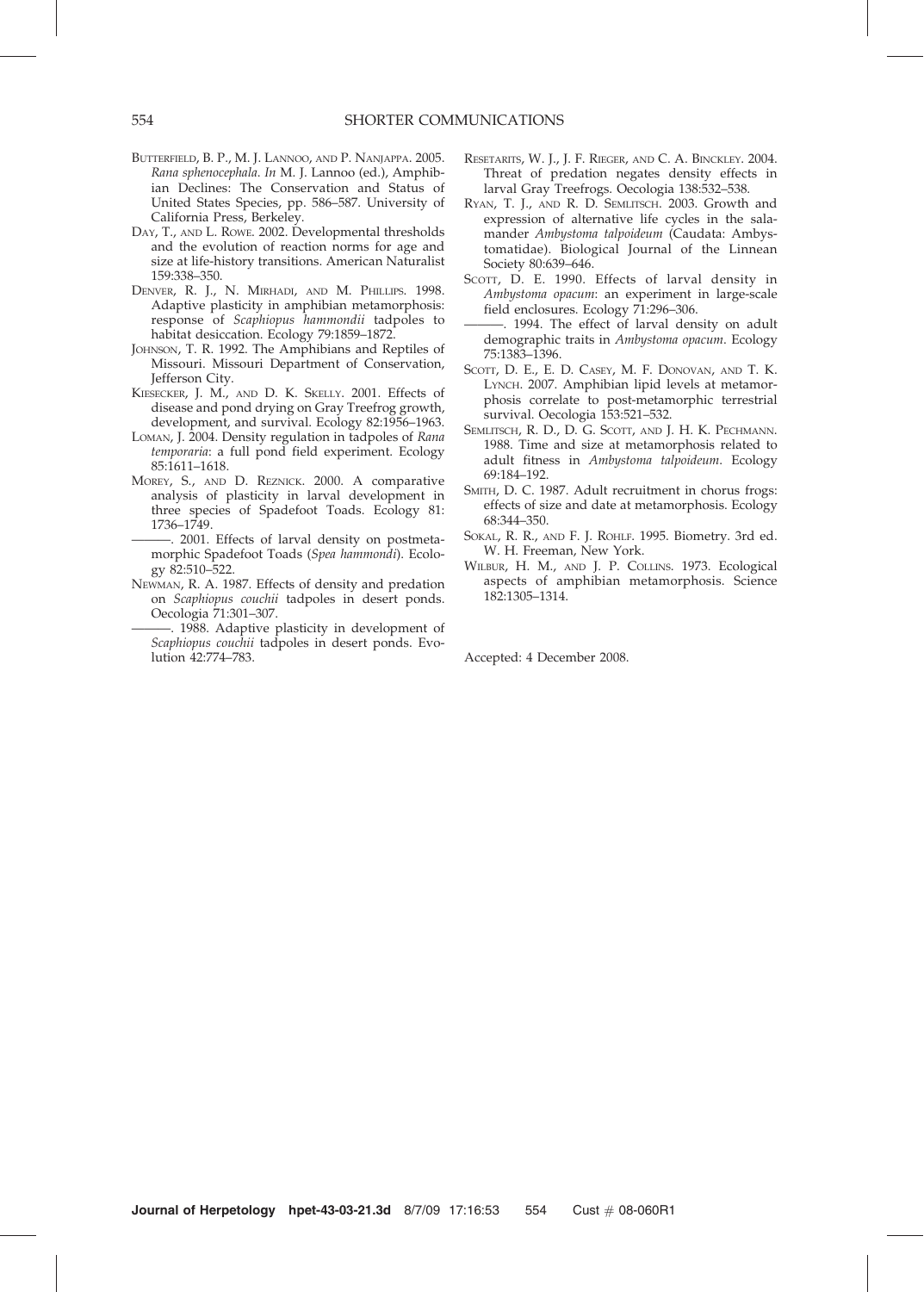Butterfield, B. P., M. J. Lannoo, and P. Nanjappa. 2005. *Rana sphenocephala*. *In* M. J. Lannoo (ed.), Amphibian Declines: The Conservation and Status of United States Species, pp. 586–587. University of California Press, Berkeley.

Day, T., and L. Rowe. 2002. Developmental thresholds and the evolution of reaction norms for age and size at life-history transitions. American Naturalist 159:338–350.

Denver, R. J., N. Mirhadi, and M. Phillips. 1998. Adaptive plasticity in amphibian metamorphosis: response of *Scaphiopus hammondii* tadpoles to habitat desiccation. Ecology 79:1859–1872.

Johnson, T. R. 1992. The Amphibians and Reptiles of Missouri. Missouri Department of Conservation, Jefferson City.

Kiesecker, J. M., and D. K. Skelly. 2001. Effects of disease and pond drying on Gray Treefrog growth, development, and survival. Ecology 82:1956–1963.

Loman, J. 2004. Density regulation in tadpoles of *Rana temporaria*: a full pond field experiment. Ecology 85:1611–1618.

Morey, S., and D. Reznick. 2000. A comparative analysis of plasticity in larval development in three species of Spadefoot Toads. Ecology 81: 1736–1749.

———. 2001. Effects of larval density on postmetamorphic Spadefoot Toads (*Spea hammondi*). Ecology 82:510–522.

Newman, R. A. 1987. Effects of density and predation on *Scaphiopus couchii* tadpoles in desert ponds. Oecologia 71:301–307.

———. 1988. Adaptive plasticity in development of *Scaphiopus couchii* tadpoles in desert ponds. Evolution 42:774–783.

Resetarits, W. J., J. F. Rieger, and C. A. Binckley. 2004. Threat of predation negates density effects in larval Gray Treefrogs. Oecologia 138:532–538.

Ryan, T. J., and R. D. Semlitsch. 2003. Growth and expression of alternative life cycles in the salamander *Ambystoma talpoideum* (Caudata: Ambystomatidae). Biological Journal of the Linnean Society 80:639–646.

Scott, D. E. 1990. Effects of larval density in *Ambystoma opacum*: an experiment in large-scale field enclosures. Ecology 71:296–306.

———. 1994. The effect of larval density on adult demographic traits in *Ambystoma opacum*. Ecology 75:1383–1396.

Scott, D. E., E. D. Casey, M. F. Donovan, and T. K. Lynch. 2007. Amphibian lipid levels at metamorphosis correlate to post-metamorphic terrestrial survival. Oecologia 153:521–532.

Semlitsch, R. D., D. G. Scott, and J. H. K. Pechmann. 1988. Time and size at metamorphosis related to adult fitness in *Ambystoma talpoideum*. Ecology 69:184–192.

Smith, D. C. 1987. Adult recruitment in chorus frogs: effects of size and date at metamorphosis. Ecology 68:344–350.

Sokal, R. R., and F. J. Rohlf. 1995. Biometry. 3rd ed. W. H. Freeman, New York.

Wilbur, H. M., and J. P. Collins. 1973. Ecological aspects of amphibian metamorphosis. Science 182:1305–1314.

Accepted: 4 December 2008.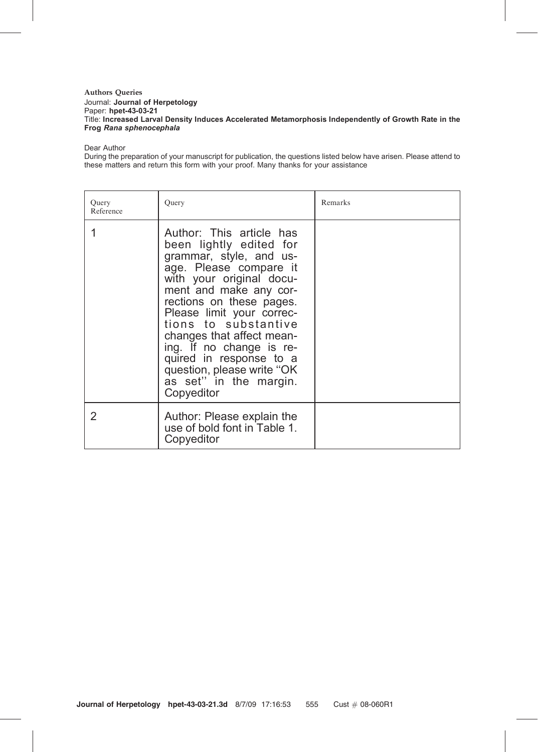**Authors Queries**

Journal: **Journal of Herpetology**

Paper: **hpet-43-03-21**

Title: **Increased Larval Density Induces Accelerated Metamorphosis Independently of Growth Rate in the Frog *Rana sphenocephala***

Dear Author

During the preparation of your manuscript for publication, the questions listed below have arisen. Please attend to these matters and return this form with your proof. Many thanks for your assistance

| Query Reference | Query | Remarks |
| --- | --- | --- |
| 1 | Author: This article has been lightly edited for grammar, style, and usage. Please compare it with your original document and make any corrections on these pages. Please limit your corrections to substantive changes that affect meaning. If no change is required in response to a question, please write ''OK as set'' in the margin. Copyeditor | |
| 2 | Author: Please explain the use of bold font in Table 1. Copyeditor | |